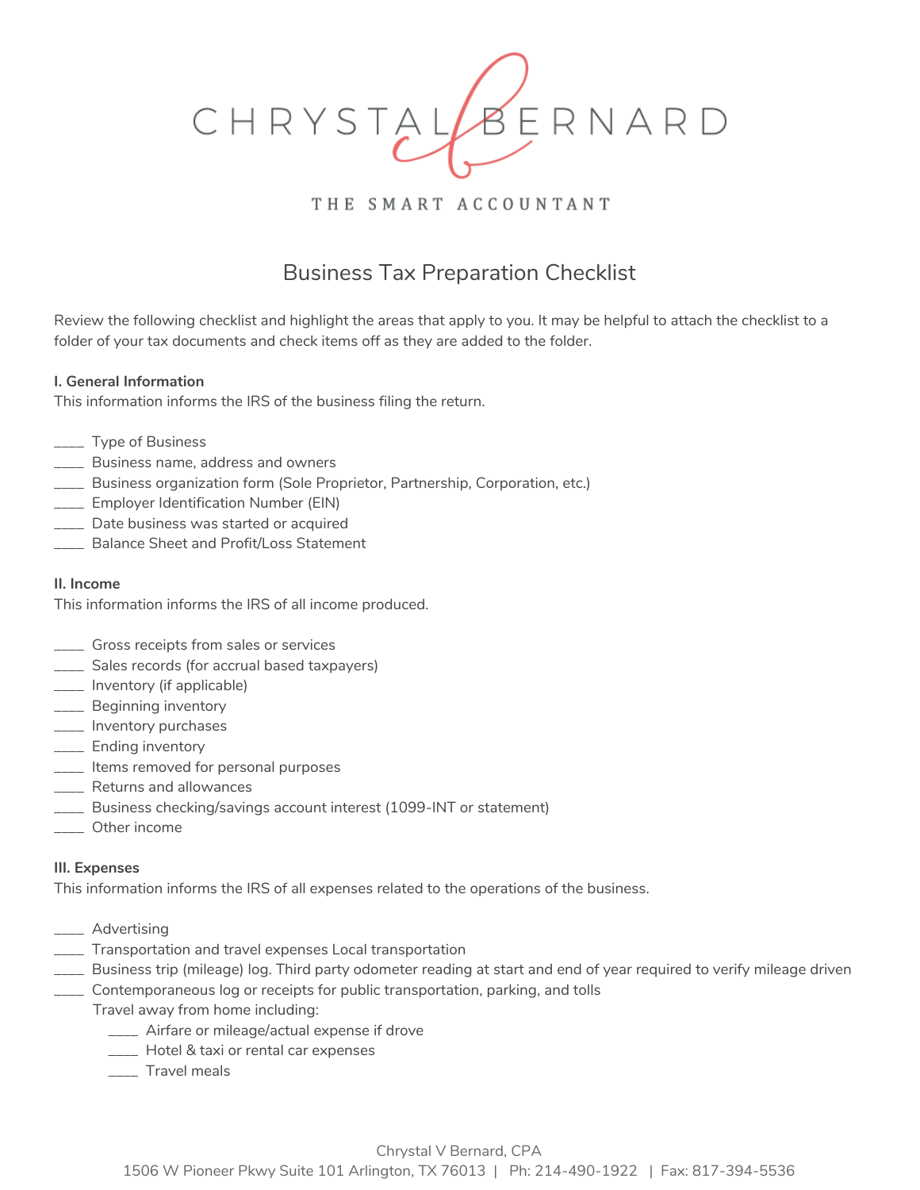CHRYSTAL BERNARD

THE SMART ACCOUNTANT

# Business Tax Preparation Checklist

Review the following checklist and highlight the areas that apply to you. It may be helpful to attach the checklist to a folder of your tax documents and check items off as they are added to the folder.

**I. General Information**

This information informs the IRS of the business filing the return.

____ Type of Business
____ Business name, address and owners
____ Business organization form (Sole Proprietor, Partnership, Corporation, etc.)
____ Employer Identification Number (EIN)
____ Date business was started or acquired
____ Balance Sheet and Profit/Loss Statement

**II. Income**

This information informs the IRS of all income produced.

____ Gross receipts from sales or services
____ Sales records (for accrual based taxpayers)
____ Inventory (if applicable)
____ Beginning inventory
____ Inventory purchases
____ Ending inventory
____ Items removed for personal purposes
____ Returns and allowances
____ Business checking/savings account interest (1099-INT or statement)
____ Other income

**III. Expenses**

This information informs the IRS of all expenses related to the operations of the business.

____ Advertising
____ Transportation and travel expenses Local transportation
____ Business trip (mileage) log. Third party odometer reading at start and end of year required to verify mileage driven
____ Contemporaneous log or receipts for public transportation, parking, and tolls

Travel away from home including:

- ____ Airfare or mileage/actual expense if drove
- ____ Hotel & taxi or rental car expenses
- ____ Travel meals

Chrystal V Bernard, CPA
1506 W Pioneer Pkwy Suite 101 Arlington, TX 76013 | Ph: 214-490-1922 | Fax: 817-394-5536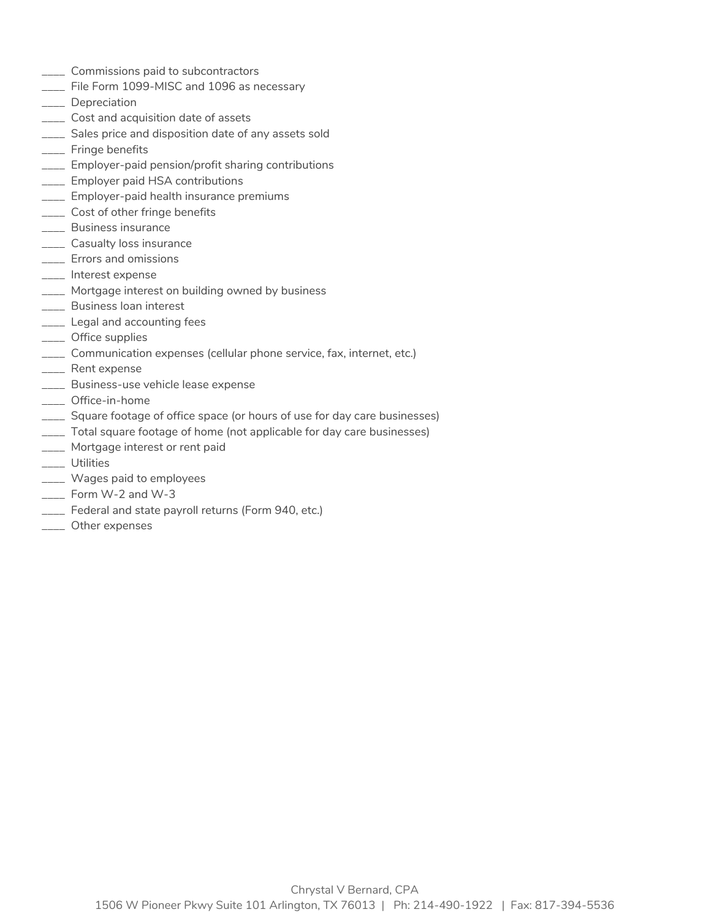____ Commissions paid to subcontractors
____ File Form 1099-MISC and 1096 as necessary
____ Depreciation
____ Cost and acquisition date of assets
____ Sales price and disposition date of any assets sold
____ Fringe benefits
____ Employer-paid pension/profit sharing contributions
____ Employer paid HSA contributions
____ Employer-paid health insurance premiums
____ Cost of other fringe benefits
____ Business insurance
____ Casualty loss insurance
____ Errors and omissions
____ Interest expense
____ Mortgage interest on building owned by business
____ Business loan interest
____ Legal and accounting fees
____ Office supplies
____ Communication expenses (cellular phone service, fax, internet, etc.)
____ Rent expense
____ Business-use vehicle lease expense
____ Office-in-home
____ Square footage of office space (or hours of use for day care businesses)
____ Total square footage of home (not applicable for day care businesses)
____ Mortgage interest or rent paid
____ Utilities
____ Wages paid to employees
____ Form W-2 and W-3
____ Federal and state payroll returns (Form 940, etc.)
____ Other expenses

Chrystal V Bernard, CPA
1506 W Pioneer Pkwy Suite 101 Arlington, TX 76013 | Ph: 214-490-1922 | Fax: 817-394-5536